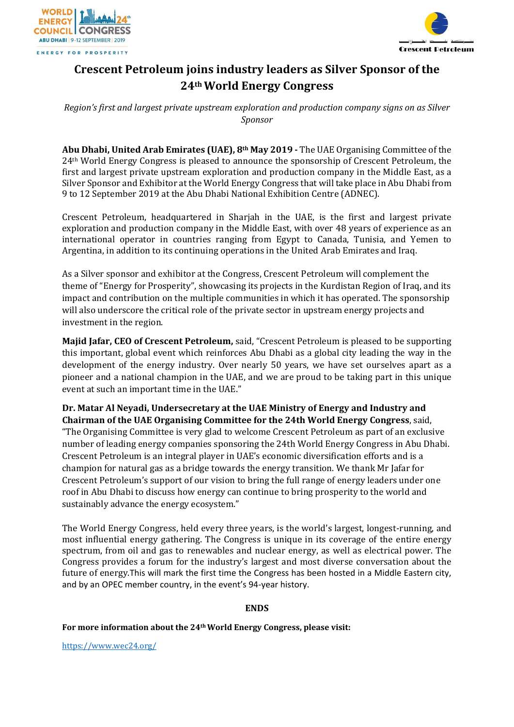# Crescent Petroleum joins industry leaders as Silver Sponsor of the 24th World Energy Congress

*Region's first and largest private upstream exploration and production company signs on as Silver Sponsor*

**Abu Dhabi, United Arab Emirates (UAE), 8th May 2019 -** The UAE Organising Committee of the 24th World Energy Congress is pleased to announce the sponsorship of Crescent Petroleum, the first and largest private upstream exploration and production company in the Middle East, as a Silver Sponsor and Exhibitor at the World Energy Congress that will take place in Abu Dhabi from 9 to 12 September 2019 at the Abu Dhabi National Exhibition Centre (ADNEC).

Crescent Petroleum, headquartered in Sharjah in the UAE, is the first and largest private exploration and production company in the Middle East, with over 48 years of experience as an international operator in countries ranging from Egypt to Canada, Tunisia, and Yemen to Argentina, in addition to its continuing operations in the United Arab Emirates and Iraq.

As a Silver sponsor and exhibitor at the Congress, Crescent Petroleum will complement the theme of "Energy for Prosperity", showcasing its projects in the Kurdistan Region of Iraq, and its impact and contribution on the multiple communities in which it has operated. The sponsorship will also underscore the critical role of the private sector in upstream energy projects and investment in the region.

**Majid Jafar, CEO of Crescent Petroleum,** said, "Crescent Petroleum is pleased to be supporting this important, global event which reinforces Abu Dhabi as a global city leading the way in the development of the energy industry. Over nearly 50 years, we have set ourselves apart as a pioneer and a national champion in the UAE, and we are proud to be taking part in this unique event at such an important time in the UAE."

**Dr. Matar Al Neyadi, Undersecretary at the UAE Ministry of Energy and Industry and Chairman of the UAE Organising Committee for the 24th World Energy Congress**, said, "The Organising Committee is very glad to welcome Crescent Petroleum as part of an exclusive number of leading energy companies sponsoring the 24th World Energy Congress in Abu Dhabi. Crescent Petroleum is an integral player in UAE's economic diversification efforts and is a champion for natural gas as a bridge towards the energy transition. We thank Mr Jafar for Crescent Petroleum's support of our vision to bring the full range of energy leaders under one roof in Abu Dhabi to discuss how energy can continue to bring prosperity to the world and sustainably advance the energy ecosystem."

The World Energy Congress, held every three years, is the world's largest, longest-running, and most influential energy gathering. The Congress is unique in its coverage of the entire energy spectrum, from oil and gas to renewables and nuclear energy, as well as electrical power. The Congress provides a forum for the industry's largest and most diverse conversation about the future of energy.This will mark the first time the Congress has been hosted in a Middle Eastern city, and by an OPEC member country, in the event's 94-year history.

**ENDS**

**For more information about the 24th World Energy Congress, please visit:**

https://www.wec24.org/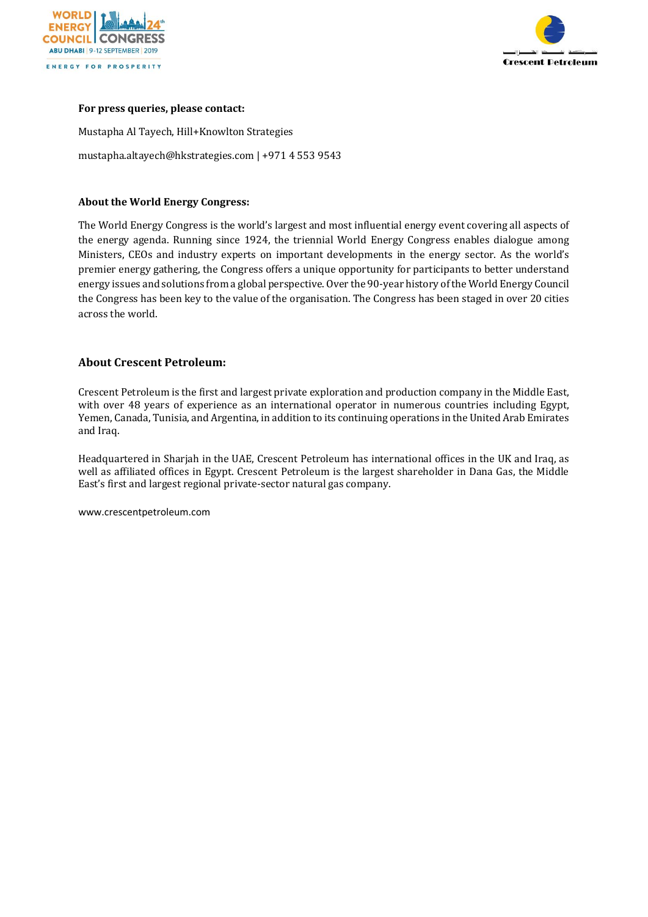**For press queries, please contact:**

Mustapha Al Tayech, Hill+Knowlton Strategies

mustapha.altayech@hkstrategies.com | +971 4 553 9543

**About the World Energy Congress:**

The World Energy Congress is the world's largest and most influential energy event covering all aspects of the energy agenda. Running since 1924, the triennial World Energy Congress enables dialogue among Ministers, CEOs and industry experts on important developments in the energy sector. As the world's premier energy gathering, the Congress offers a unique opportunity for participants to better understand energy issues and solutions from a global perspective. Over the 90-year history of the World Energy Council the Congress has been key to the value of the organisation. The Congress has been staged in over 20 cities across the world.

## About Crescent Petroleum:

Crescent Petroleum is the first and largest private exploration and production company in the Middle East, with over 48 years of experience as an international operator in numerous countries including Egypt, Yemen, Canada, Tunisia, and Argentina, in addition to its continuing operations in the United Arab Emirates and Iraq.

Headquartered in Sharjah in the UAE, Crescent Petroleum has international offices in the UK and Iraq, as well as affiliated offices in Egypt. Crescent Petroleum is the largest shareholder in Dana Gas, the Middle East's first and largest regional private-sector natural gas company.

www.crescentpetroleum.com